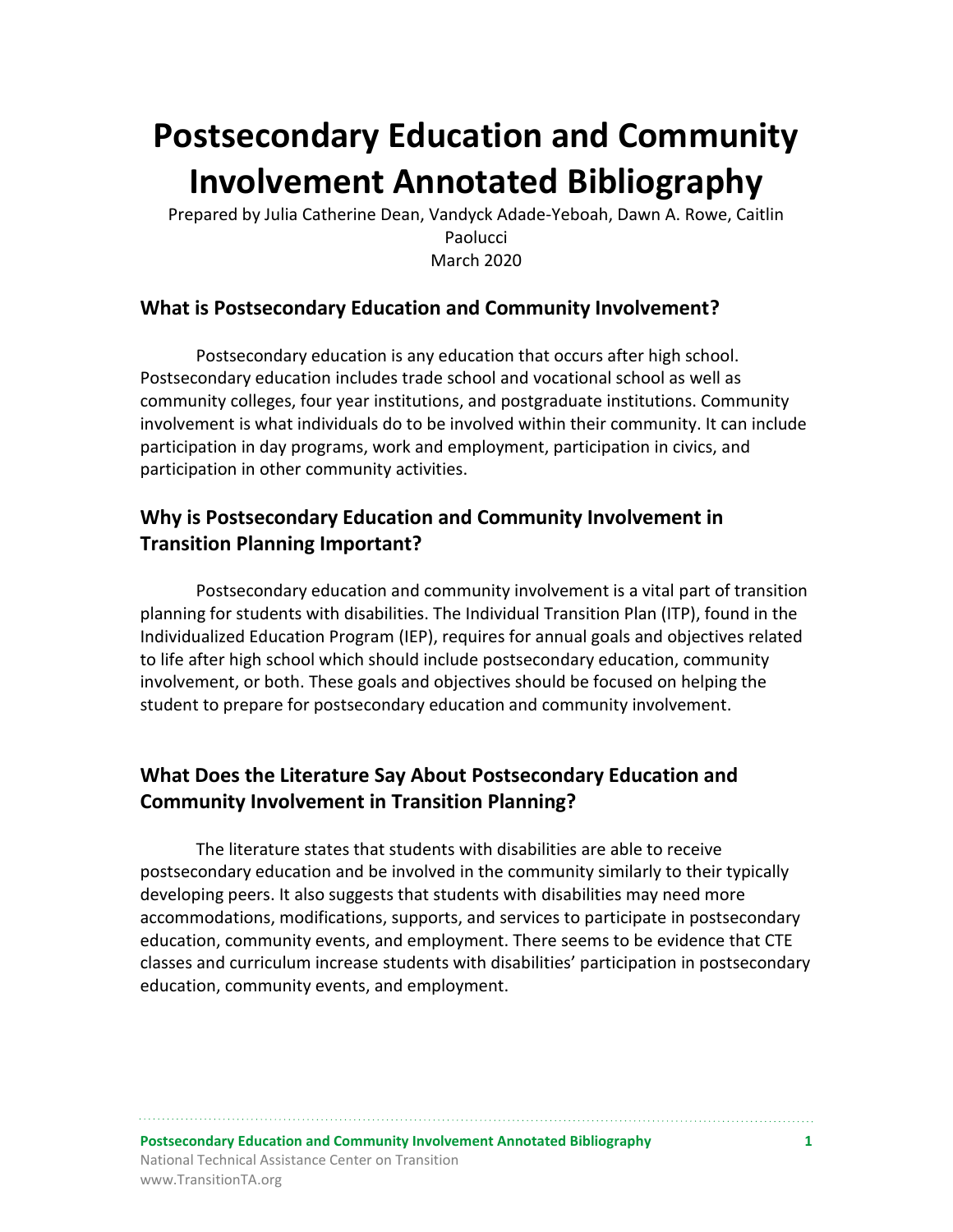# Postsecondary Education and Community Involvement Annotated Bibliography

Prepared by Julia Catherine Dean, Vandyck Adade-Yeboah, Dawn A. Rowe, Caitlin Paolucci

March 2020

## What is Postsecondary Education and Community Involvement?

Postsecondary education is any education that occurs after high school. Postsecondary education includes trade school and vocational school as well as community colleges, four year institutions, and postgraduate institutions. Community involvement is what individuals do to be involved within their community. It can include participation in day programs, work and employment, participation in civics, and participation in other community activities.

## Why is Postsecondary Education and Community Involvement in Transition Planning Important?

Postsecondary education and community involvement is a vital part of transition planning for students with disabilities. The Individual Transition Plan (ITP), found in the Individualized Education Program (IEP), requires for annual goals and objectives related to life after high school which should include postsecondary education, community involvement, or both. These goals and objectives should be focused on helping the student to prepare for postsecondary education and community involvement.

## What Does the Literature Say About Postsecondary Education and Community Involvement in Transition Planning?

The literature states that students with disabilities are able to receive postsecondary education and be involved in the community similarly to their typically developing peers. It also suggests that students with disabilities may need more accommodations, modifications, supports, and services to participate in postsecondary education, community events, and employment. There seems to be evidence that CTE classes and curriculum increase students with disabilities' participation in postsecondary education, community events, and employment.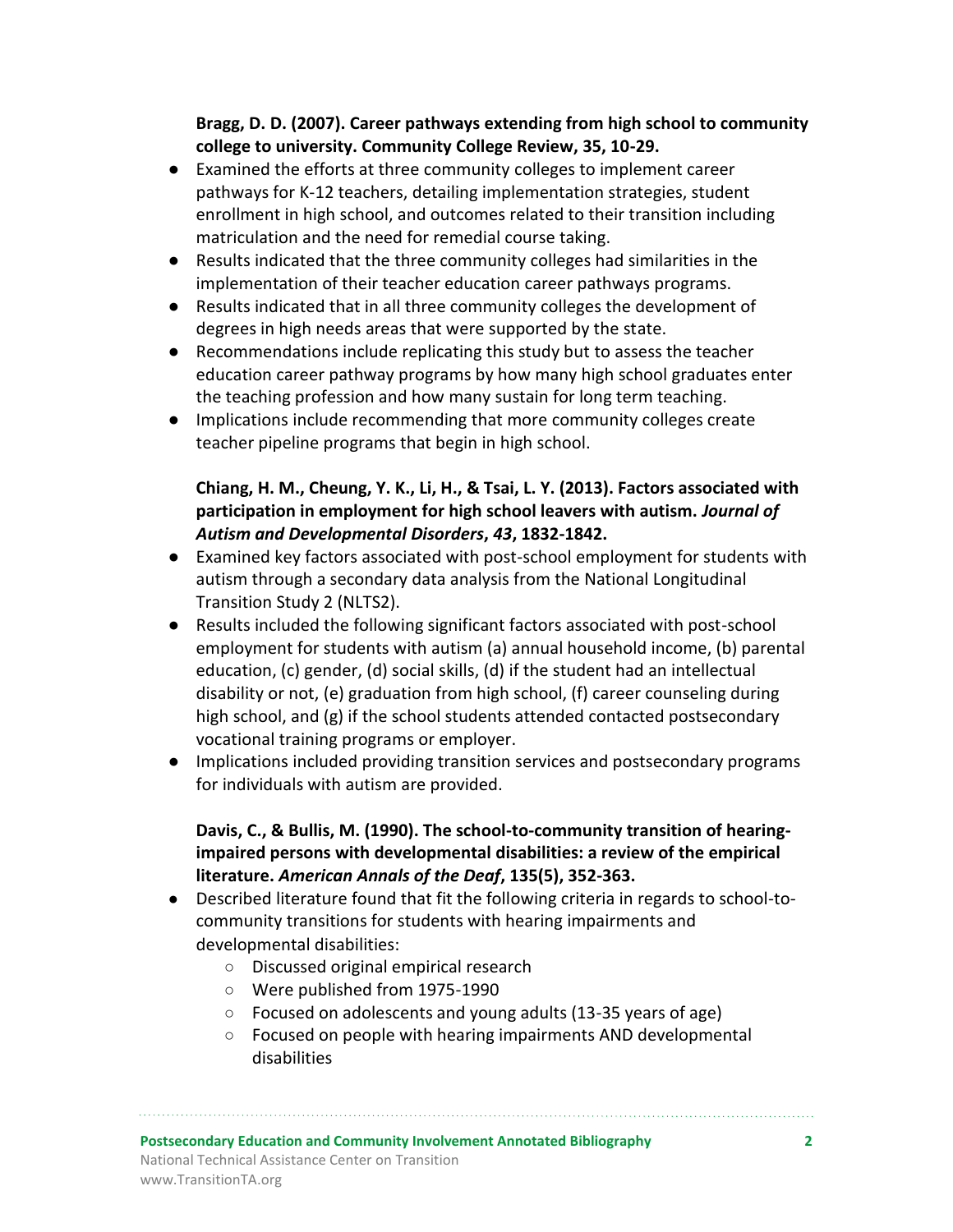**Bragg, D. D. (2007). Career pathways extending from high school to community college to university. Community College Review, 35, 10-29.**

- Examined the efforts at three community colleges to implement career pathways for K-12 teachers, detailing implementation strategies, student enrollment in high school, and outcomes related to their transition including matriculation and the need for remedial course taking.
- Results indicated that the three community colleges had similarities in the implementation of their teacher education career pathways programs.
- Results indicated that in all three community colleges the development of degrees in high needs areas that were supported by the state.
- Recommendations include replicating this study but to assess the teacher education career pathway programs by how many high school graduates enter the teaching profession and how many sustain for long term teaching.
- Implications include recommending that more community colleges create teacher pipeline programs that begin in high school.

**Chiang, H. M., Cheung, Y. K., Li, H., & Tsai, L. Y. (2013). Factors associated with participation in employment for high school leavers with autism. *Journal of Autism and Developmental Disorders*, *43*, 1832-1842.**

- Examined key factors associated with post-school employment for students with autism through a secondary data analysis from the National Longitudinal Transition Study 2 (NLTS2).
- Results included the following significant factors associated with post-school employment for students with autism (a) annual household income, (b) parental education, (c) gender, (d) social skills, (d) if the student had an intellectual disability or not, (e) graduation from high school, (f) career counseling during high school, and (g) if the school students attended contacted postsecondary vocational training programs or employer.
- Implications included providing transition services and postsecondary programs for individuals with autism are provided.

**Davis, C., & Bullis, M. (1990). The school-to-community transition of hearing-impaired persons with developmental disabilities: a review of the empirical literature. *American Annals of the Deaf*, 135(5), 352-363.**

- Described literature found that fit the following criteria in regards to school-to-community transitions for students with hearing impairments and developmental disabilities:
    - Discussed original empirical research
    - Were published from 1975-1990
    - Focused on adolescents and young adults (13-35 years of age)
    - Focused on people with hearing impairments AND developmental disabilities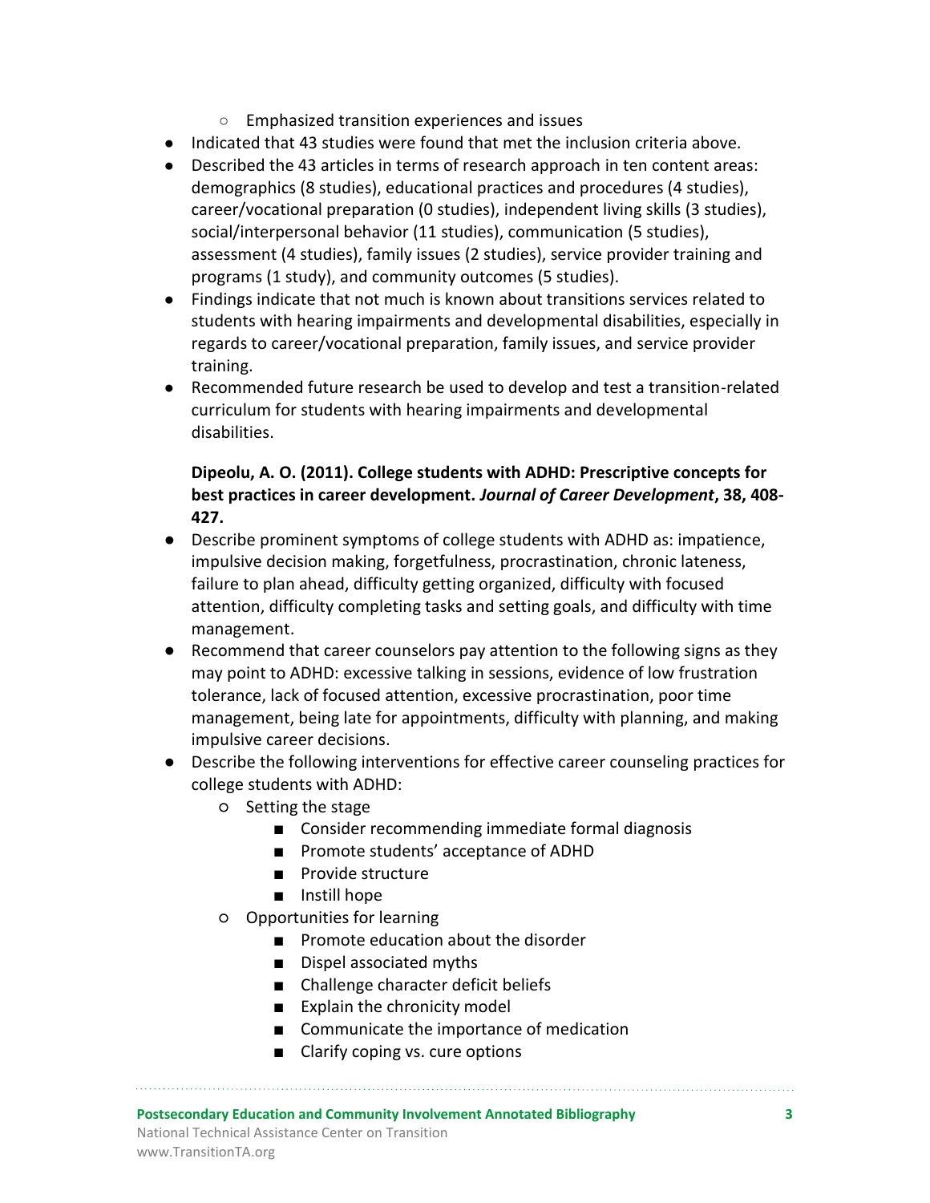- Emphasized transition experiences and issues
- Indicated that 43 studies were found that met the inclusion criteria above.
- Described the 43 articles in terms of research approach in ten content areas: demographics (8 studies), educational practices and procedures (4 studies), career/vocational preparation (0 studies), independent living skills (3 studies), social/interpersonal behavior (11 studies), communication (5 studies), assessment (4 studies), family issues (2 studies), service provider training and programs (1 study), and community outcomes (5 studies).
- Findings indicate that not much is known about transitions services related to students with hearing impairments and developmental disabilities, especially in regards to career/vocational preparation, family issues, and service provider training.
- Recommended future research be used to develop and test a transition-related curriculum for students with hearing impairments and developmental disabilities.

**Dipeolu, A. O. (2011). College students with ADHD: Prescriptive concepts for best practices in career development. *Journal of Career Development*, 38, 408-427.**

- Describe prominent symptoms of college students with ADHD as: impatience, impulsive decision making, forgetfulness, procrastination, chronic lateness, failure to plan ahead, difficulty getting organized, difficulty with focused attention, difficulty completing tasks and setting goals, and difficulty with time management.
- Recommend that career counselors pay attention to the following signs as they may point to ADHD: excessive talking in sessions, evidence of low frustration tolerance, lack of focused attention, excessive procrastination, poor time management, being late for appointments, difficulty with planning, and making impulsive career decisions.
- Describe the following interventions for effective career counseling practices for college students with ADHD:
    - Setting the stage
        - Consider recommending immediate formal diagnosis
        - Promote students' acceptance of ADHD
        - Provide structure
        - Instill hope
    - Opportunities for learning
        - Promote education about the disorder
        - Dispel associated myths
        - Challenge character deficit beliefs
        - Explain the chronicity model
        - Communicate the importance of medication
        - Clarify coping vs. cure options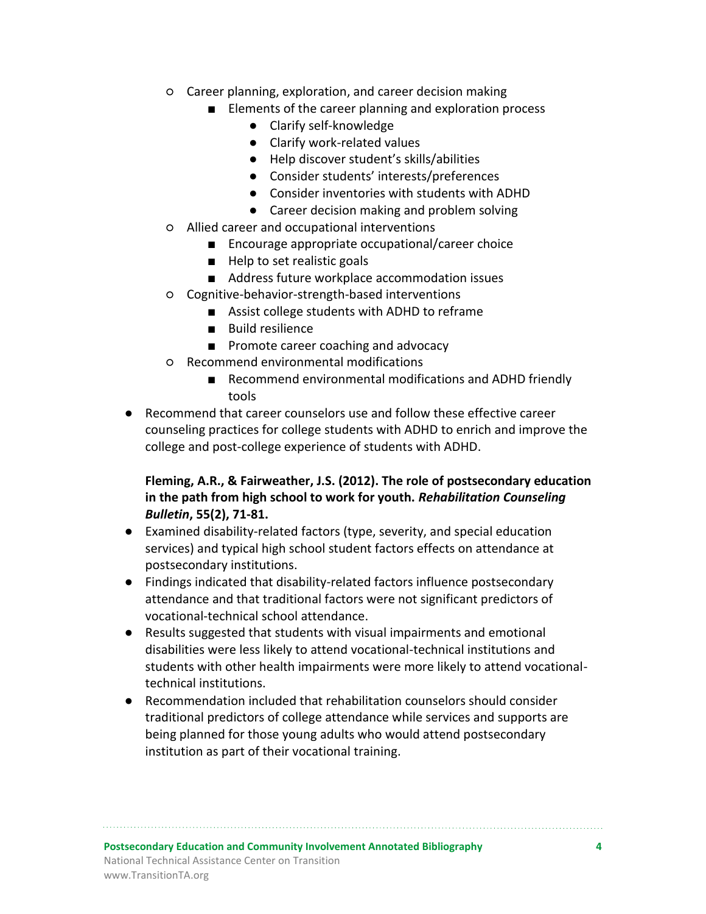- Career planning, exploration, and career decision making
        - Elements of the career planning and exploration process
            - Clarify self-knowledge
            - Clarify work-related values
            - Help discover student's skills/abilities
            - Consider students' interests/preferences
            - Consider inventories with students with ADHD
            - Career decision making and problem solving
    - Allied career and occupational interventions
        - Encourage appropriate occupational/career choice
        - Help to set realistic goals
        - Address future workplace accommodation issues
    - Cognitive-behavior-strength-based interventions
        - Assist college students with ADHD to reframe
        - Build resilience
        - Promote career coaching and advocacy
    - Recommend environmental modifications
        - Recommend environmental modifications and ADHD friendly tools
- Recommend that career counselors use and follow these effective career counseling practices for college students with ADHD to enrich and improve the college and post-college experience of students with ADHD.

**Fleming, A.R., & Fairweather, J.S. (2012). The role of postsecondary education in the path from high school to work for youth. *Rehabilitation Counseling Bulletin*, 55(2), 71-81.**

- Examined disability-related factors (type, severity, and special education services) and typical high school student factors effects on attendance at postsecondary institutions.
- Findings indicated that disability-related factors influence postsecondary attendance and that traditional factors were not significant predictors of vocational-technical school attendance.
- Results suggested that students with visual impairments and emotional disabilities were less likely to attend vocational-technical institutions and students with other health impairments were more likely to attend vocational-technical institutions.
- Recommendation included that rehabilitation counselors should consider traditional predictors of college attendance while services and supports are being planned for those young adults who would attend postsecondary institution as part of their vocational training.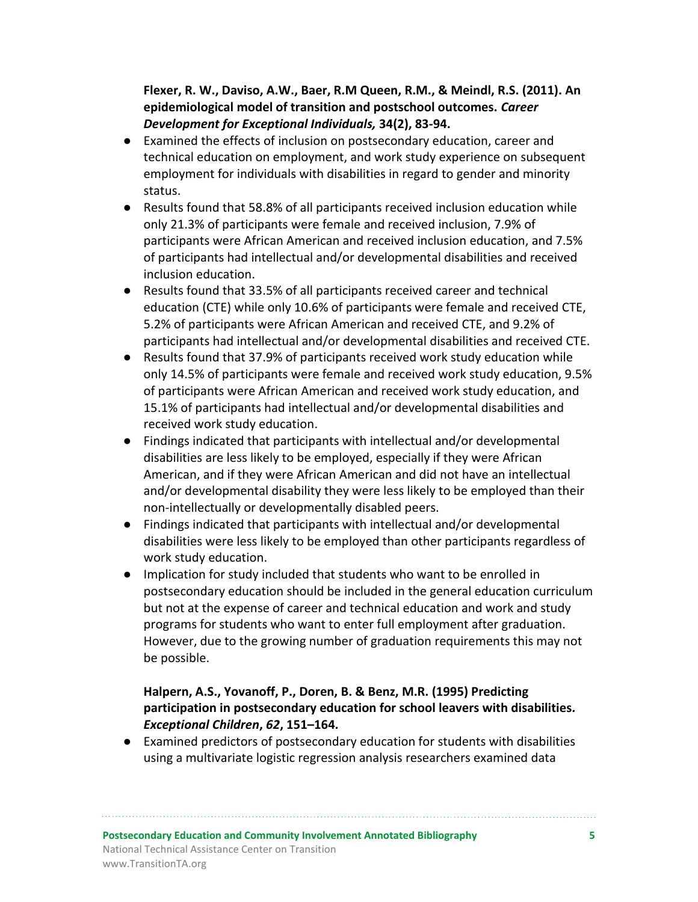**Flexer, R. W., Daviso, A.W., Baer, R.M Queen, R.M., & Meindl, R.S. (2011). An epidemiological model of transition and postschool outcomes.** ***Career Development for Exceptional Individuals,*** **34(2), 83-94.**

- Examined the effects of inclusion on postsecondary education, career and technical education on employment, and work study experience on subsequent employment for individuals with disabilities in regard to gender and minority status.
- Results found that 58.8% of all participants received inclusion education while only 21.3% of participants were female and received inclusion, 7.9% of participants were African American and received inclusion education, and 7.5% of participants had intellectual and/or developmental disabilities and received inclusion education.
- Results found that 33.5% of all participants received career and technical education (CTE) while only 10.6% of participants were female and received CTE, 5.2% of participants were African American and received CTE, and 9.2% of participants had intellectual and/or developmental disabilities and received CTE.
- Results found that 37.9% of participants received work study education while only 14.5% of participants were female and received work study education, 9.5% of participants were African American and received work study education, and 15.1% of participants had intellectual and/or developmental disabilities and received work study education.
- Findings indicated that participants with intellectual and/or developmental disabilities are less likely to be employed, especially if they were African American, and if they were African American and did not have an intellectual and/or developmental disability they were less likely to be employed than their non-intellectually or developmentally disabled peers.
- Findings indicated that participants with intellectual and/or developmental disabilities were less likely to be employed than other participants regardless of work study education.
- Implication for study included that students who want to be enrolled in postsecondary education should be included in the general education curriculum but not at the expense of career and technical education and work and study programs for students who want to enter full employment after graduation. However, due to the growing number of graduation requirements this may not be possible.

**Halpern, A.S., Yovanoff, P., Doren, B. & Benz, M.R. (1995) Predicting participation in postsecondary education for school leavers with disabilities.** ***Exceptional Children*****,** ***62*****, 151–164.**

- Examined predictors of postsecondary education for students with disabilities using a multivariate logistic regression analysis researchers examined data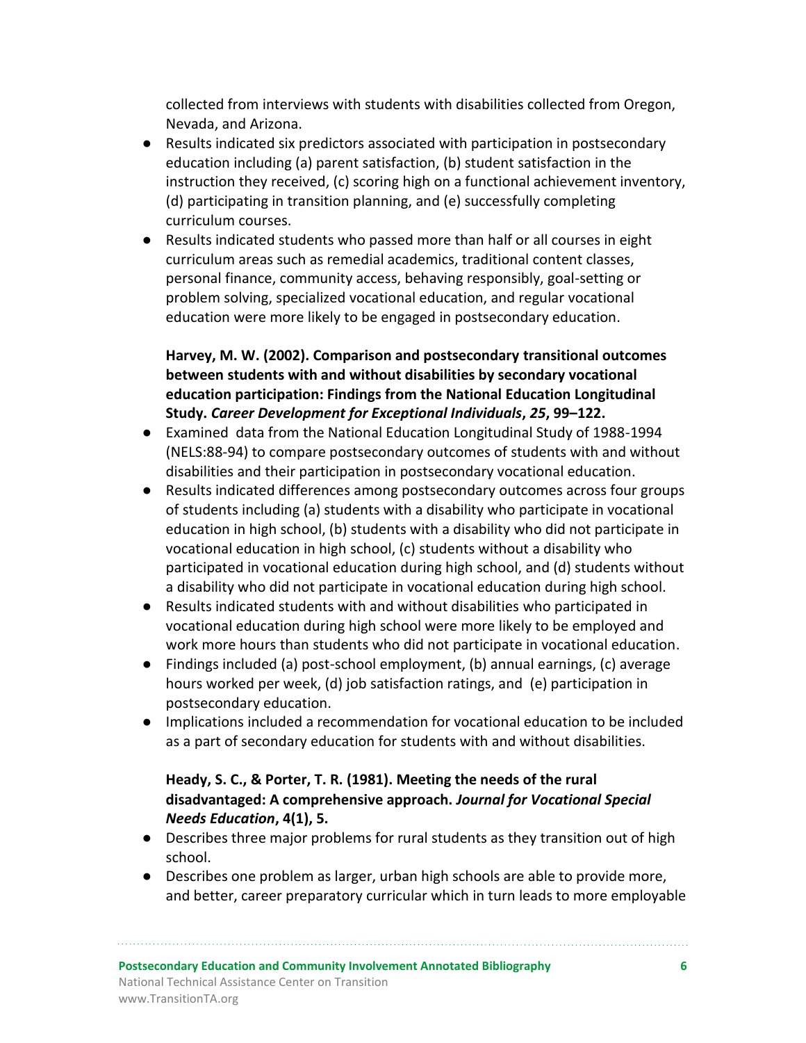collected from interviews with students with disabilities collected from Oregon, Nevada, and Arizona.

- Results indicated six predictors associated with participation in postsecondary education including (a) parent satisfaction, (b) student satisfaction in the instruction they received, (c) scoring high on a functional achievement inventory, (d) participating in transition planning, and (e) successfully completing curriculum courses.
- Results indicated students who passed more than half or all courses in eight curriculum areas such as remedial academics, traditional content classes, personal finance, community access, behaving responsibly, goal-setting or problem solving, specialized vocational education, and regular vocational education were more likely to be engaged in postsecondary education.

**Harvey, M. W. (2002). Comparison and postsecondary transitional outcomes between students with and without disabilities by secondary vocational education participation: Findings from the National Education Longitudinal Study. *Career Development for Exceptional Individuals*, *25*, 99–122.**

- Examined data from the National Education Longitudinal Study of 1988-1994 (NELS:88-94) to compare postsecondary outcomes of students with and without disabilities and their participation in postsecondary vocational education.
- Results indicated differences among postsecondary outcomes across four groups of students including (a) students with a disability who participate in vocational education in high school, (b) students with a disability who did not participate in vocational education in high school, (c) students without a disability who participated in vocational education during high school, and (d) students without a disability who did not participate in vocational education during high school.
- Results indicated students with and without disabilities who participated in vocational education during high school were more likely to be employed and work more hours than students who did not participate in vocational education.
- Findings included (a) post-school employment, (b) annual earnings, (c) average hours worked per week, (d) job satisfaction ratings, and (e) participation in postsecondary education.
- Implications included a recommendation for vocational education to be included as a part of secondary education for students with and without disabilities.

**Heady, S. C., & Porter, T. R. (1981). Meeting the needs of the rural disadvantaged: A comprehensive approach. *Journal for Vocational Special Needs Education*, 4(1), 5.**

- Describes three major problems for rural students as they transition out of high school.
- Describes one problem as larger, urban high schools are able to provide more, and better, career preparatory curricular which in turn leads to more employable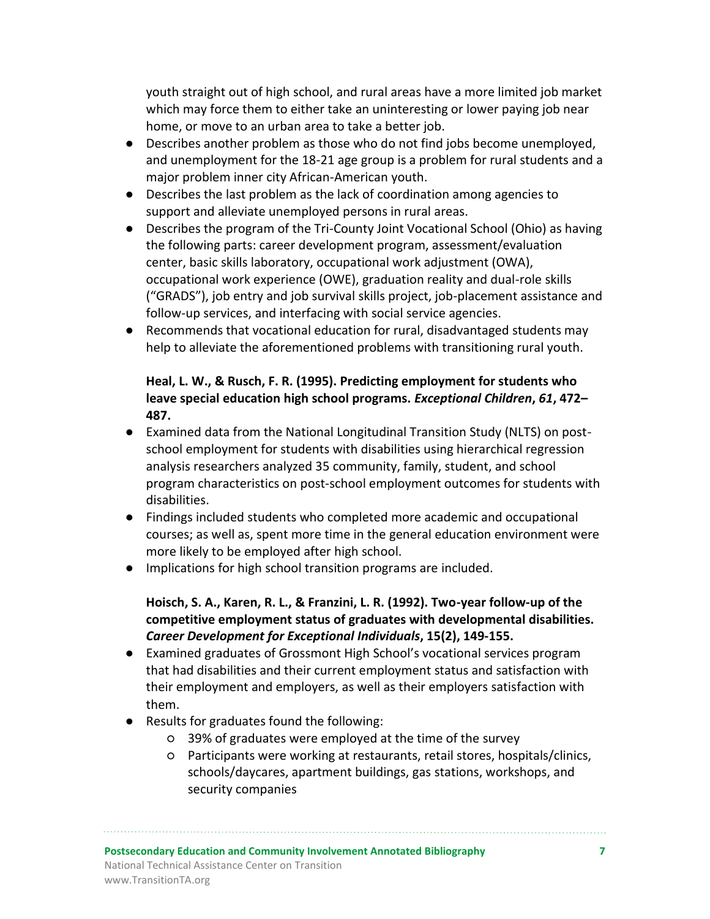youth straight out of high school, and rural areas have a more limited job market which may force them to either take an uninteresting or lower paying job near home, or move to an urban area to take a better job.

- Describes another problem as those who do not find jobs become unemployed, and unemployment for the 18-21 age group is a problem for rural students and a major problem inner city African-American youth.
- Describes the last problem as the lack of coordination among agencies to support and alleviate unemployed persons in rural areas.
- Describes the program of the Tri-County Joint Vocational School (Ohio) as having the following parts: career development program, assessment/evaluation center, basic skills laboratory, occupational work adjustment (OWA), occupational work experience (OWE), graduation reality and dual-role skills ("GRADS"), job entry and job survival skills project, job-placement assistance and follow-up services, and interfacing with social service agencies.
- Recommends that vocational education for rural, disadvantaged students may help to alleviate the aforementioned problems with transitioning rural youth.

**Heal, L. W., & Rusch, F. R. (1995). Predicting employment for students who leave special education high school programs. *Exceptional Children*, *61*, 472–487.**

- Examined data from the National Longitudinal Transition Study (NLTS) on post-school employment for students with disabilities using hierarchical regression analysis researchers analyzed 35 community, family, student, and school program characteristics on post-school employment outcomes for students with disabilities.
- Findings included students who completed more academic and occupational courses; as well as, spent more time in the general education environment were more likely to be employed after high school.
- Implications for high school transition programs are included.

**Hoisch, S. A., Karen, R. L., & Franzini, L. R. (1992). Two-year follow-up of the competitive employment status of graduates with developmental disabilities. *Career Development for Exceptional Individuals*, 15(2), 149-155.**

- Examined graduates of Grossmont High School's vocational services program that had disabilities and their current employment status and satisfaction with their employment and employers, as well as their employers satisfaction with them.
- Results for graduates found the following:
  - 39% of graduates were employed at the time of the survey
  - Participants were working at restaurants, retail stores, hospitals/clinics, schools/daycares, apartment buildings, gas stations, workshops, and security companies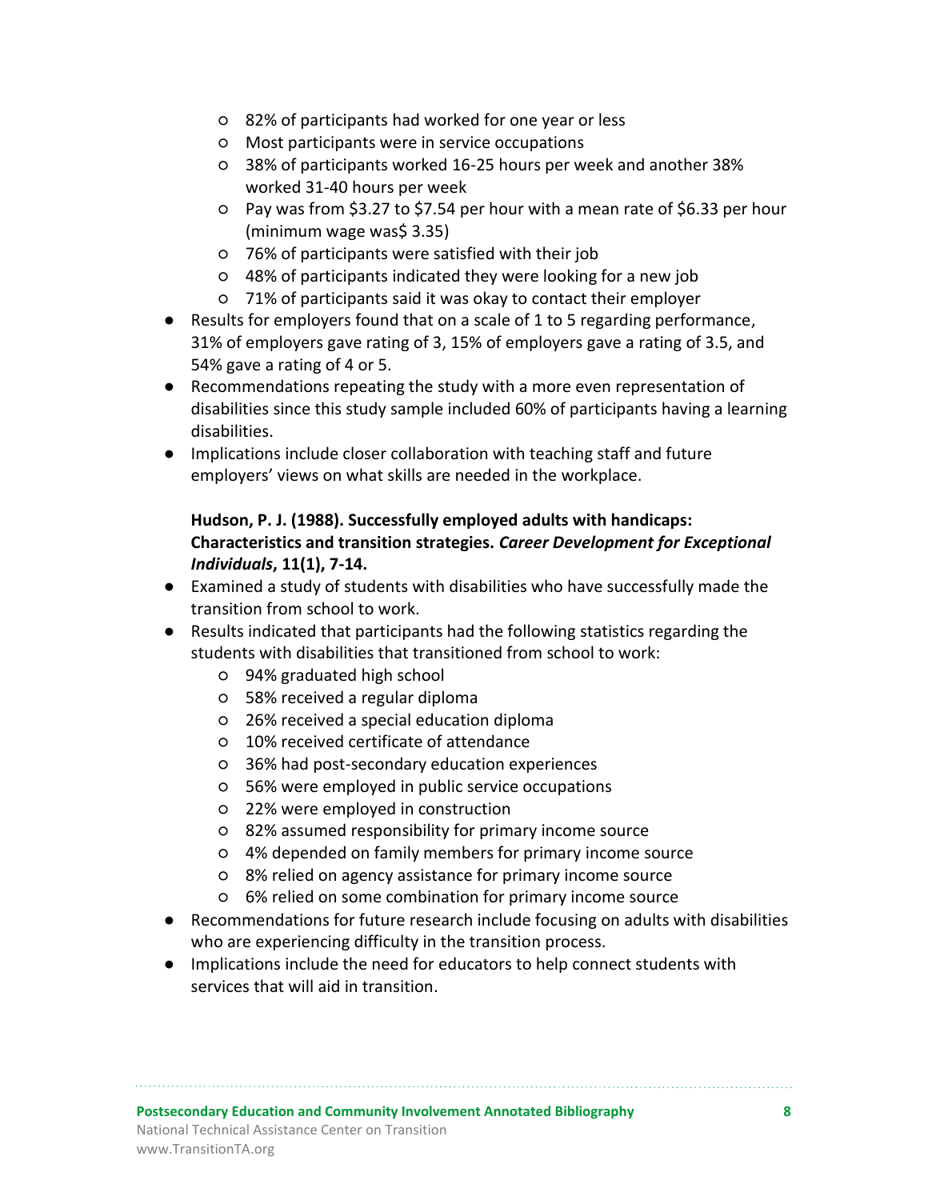- 82% of participants had worked for one year or less
    - Most participants were in service occupations
    - 38% of participants worked 16-25 hours per week and another 38% worked 31-40 hours per week
    - Pay was from $3.27 to $7.54 per hour with a mean rate of $6.33 per hour (minimum wage was$ 3.35)
    - 76% of participants were satisfied with their job
    - 48% of participants indicated they were looking for a new job
    - 71% of participants said it was okay to contact their employer
- Results for employers found that on a scale of 1 to 5 regarding performance, 31% of employers gave rating of 3, 15% of employers gave a rating of 3.5, and 54% gave a rating of 4 or 5.
- Recommendations repeating the study with a more even representation of disabilities since this study sample included 60% of participants having a learning disabilities.
- Implications include closer collaboration with teaching staff and future employers' views on what skills are needed in the workplace.

**Hudson, P. J. (1988). Successfully employed adults with handicaps: Characteristics and transition strategies. *Career Development for Exceptional Individuals*, 11(1), 7-14.**

- Examined a study of students with disabilities who have successfully made the transition from school to work.
- Results indicated that participants had the following statistics regarding the students with disabilities that transitioned from school to work:
    - 94% graduated high school
    - 58% received a regular diploma
    - 26% received a special education diploma
    - 10% received certificate of attendance
    - 36% had post-secondary education experiences
    - 56% were employed in public service occupations
    - 22% were employed in construction
    - 82% assumed responsibility for primary income source
    - 4% depended on family members for primary income source
    - 8% relied on agency assistance for primary income source
    - 6% relied on some combination for primary income source
- Recommendations for future research include focusing on adults with disabilities who are experiencing difficulty in the transition process.
- Implications include the need for educators to help connect students with services that will aid in transition.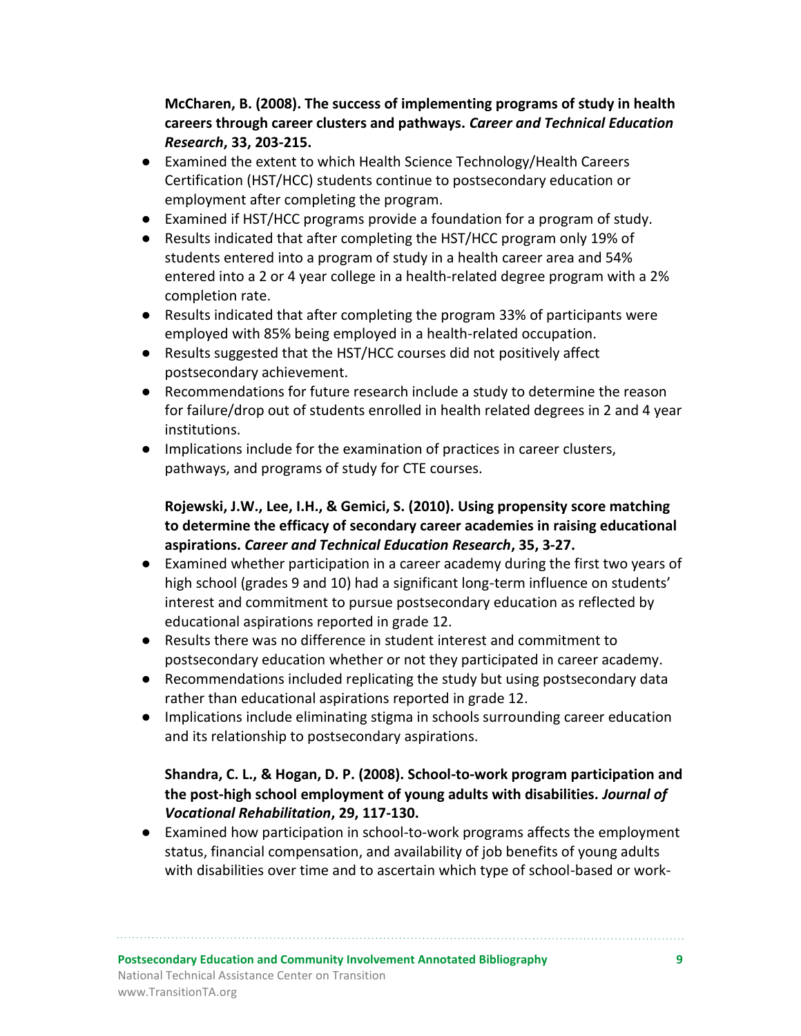**McCharen, B. (2008). The success of implementing programs of study in health careers through career clusters and pathways. *Career and Technical Education Research*, 33, 203-215.**

- Examined the extent to which Health Science Technology/Health Careers Certification (HST/HCC) students continue to postsecondary education or employment after completing the program.
- Examined if HST/HCC programs provide a foundation for a program of study.
- Results indicated that after completing the HST/HCC program only 19% of students entered into a program of study in a health career area and 54% entered into a 2 or 4 year college in a health-related degree program with a 2% completion rate.
- Results indicated that after completing the program 33% of participants were employed with 85% being employed in a health-related occupation.
- Results suggested that the HST/HCC courses did not positively affect postsecondary achievement.
- Recommendations for future research include a study to determine the reason for failure/drop out of students enrolled in health related degrees in 2 and 4 year institutions.
- Implications include for the examination of practices in career clusters, pathways, and programs of study for CTE courses.

**Rojewski, J.W., Lee, I.H., & Gemici, S. (2010). Using propensity score matching to determine the efficacy of secondary career academies in raising educational aspirations. *Career and Technical Education Research*, 35, 3-27.**

- Examined whether participation in a career academy during the first two years of high school (grades 9 and 10) had a significant long-term influence on students' interest and commitment to pursue postsecondary education as reflected by educational aspirations reported in grade 12.
- Results there was no difference in student interest and commitment to postsecondary education whether or not they participated in career academy.
- Recommendations included replicating the study but using postsecondary data rather than educational aspirations reported in grade 12.
- Implications include eliminating stigma in schools surrounding career education and its relationship to postsecondary aspirations.

**Shandra, C. L., & Hogan, D. P. (2008). School-to-work program participation and the post-high school employment of young adults with disabilities. *Journal of Vocational Rehabilitation*, 29, 117-130.**

- Examined how participation in school-to-work programs affects the employment status, financial compensation, and availability of job benefits of young adults with disabilities over time and to ascertain which type of school-based or work-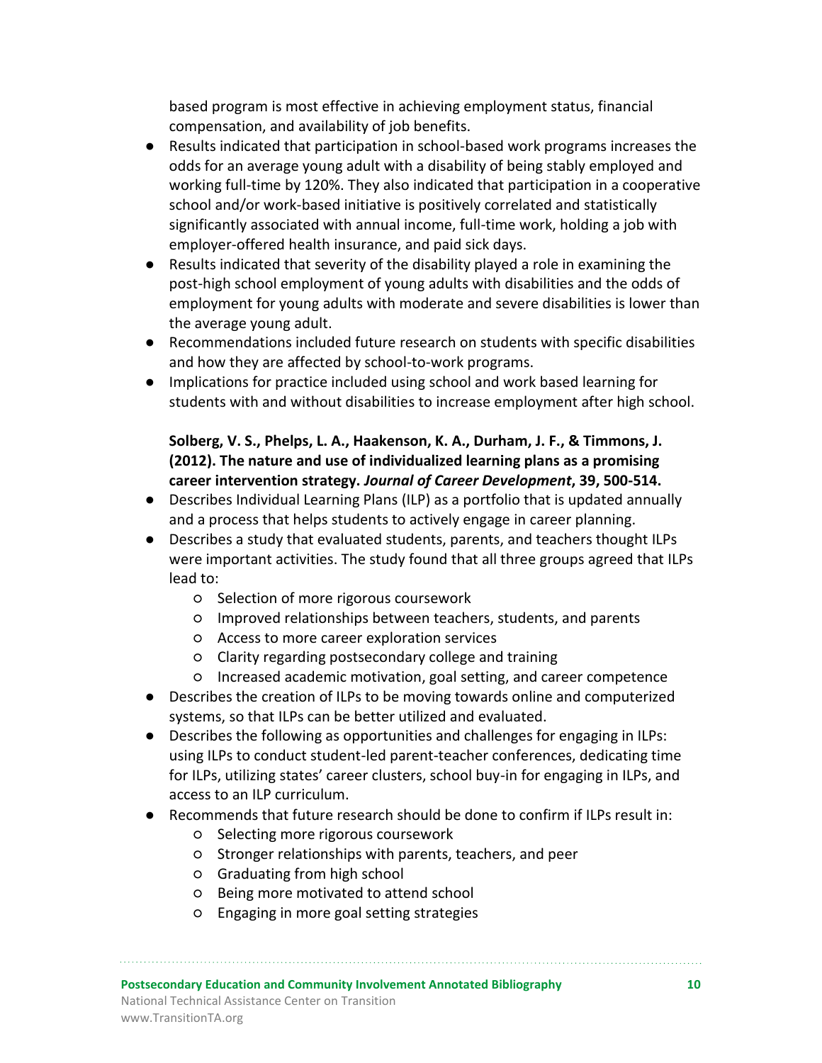based program is most effective in achieving employment status, financial compensation, and availability of job benefits.

- Results indicated that participation in school-based work programs increases the odds for an average young adult with a disability of being stably employed and working full-time by 120%. They also indicated that participation in a cooperative school and/or work-based initiative is positively correlated and statistically significantly associated with annual income, full-time work, holding a job with employer-offered health insurance, and paid sick days.
- Results indicated that severity of the disability played a role in examining the post-high school employment of young adults with disabilities and the odds of employment for young adults with moderate and severe disabilities is lower than the average young adult.
- Recommendations included future research on students with specific disabilities and how they are affected by school-to-work programs.
- Implications for practice included using school and work based learning for students with and without disabilities to increase employment after high school.

**Solberg, V. S., Phelps, L. A., Haakenson, K. A., Durham, J. F., & Timmons, J. (2012). The nature and use of individualized learning plans as a promising career intervention strategy. *Journal of Career Development*, 39, 500-514.**

- Describes Individual Learning Plans (ILP) as a portfolio that is updated annually and a process that helps students to actively engage in career planning.
- Describes a study that evaluated students, parents, and teachers thought ILPs were important activities. The study found that all three groups agreed that ILPs lead to:
  - Selection of more rigorous coursework
  - Improved relationships between teachers, students, and parents
  - Access to more career exploration services
  - Clarity regarding postsecondary college and training
  - Increased academic motivation, goal setting, and career competence
- Describes the creation of ILPs to be moving towards online and computerized systems, so that ILPs can be better utilized and evaluated.
- Describes the following as opportunities and challenges for engaging in ILPs: using ILPs to conduct student-led parent-teacher conferences, dedicating time for ILPs, utilizing states' career clusters, school buy-in for engaging in ILPs, and access to an ILP curriculum.
- Recommends that future research should be done to confirm if ILPs result in:
  - Selecting more rigorous coursework
  - Stronger relationships with parents, teachers, and peer
  - Graduating from high school
  - Being more motivated to attend school
  - Engaging in more goal setting strategies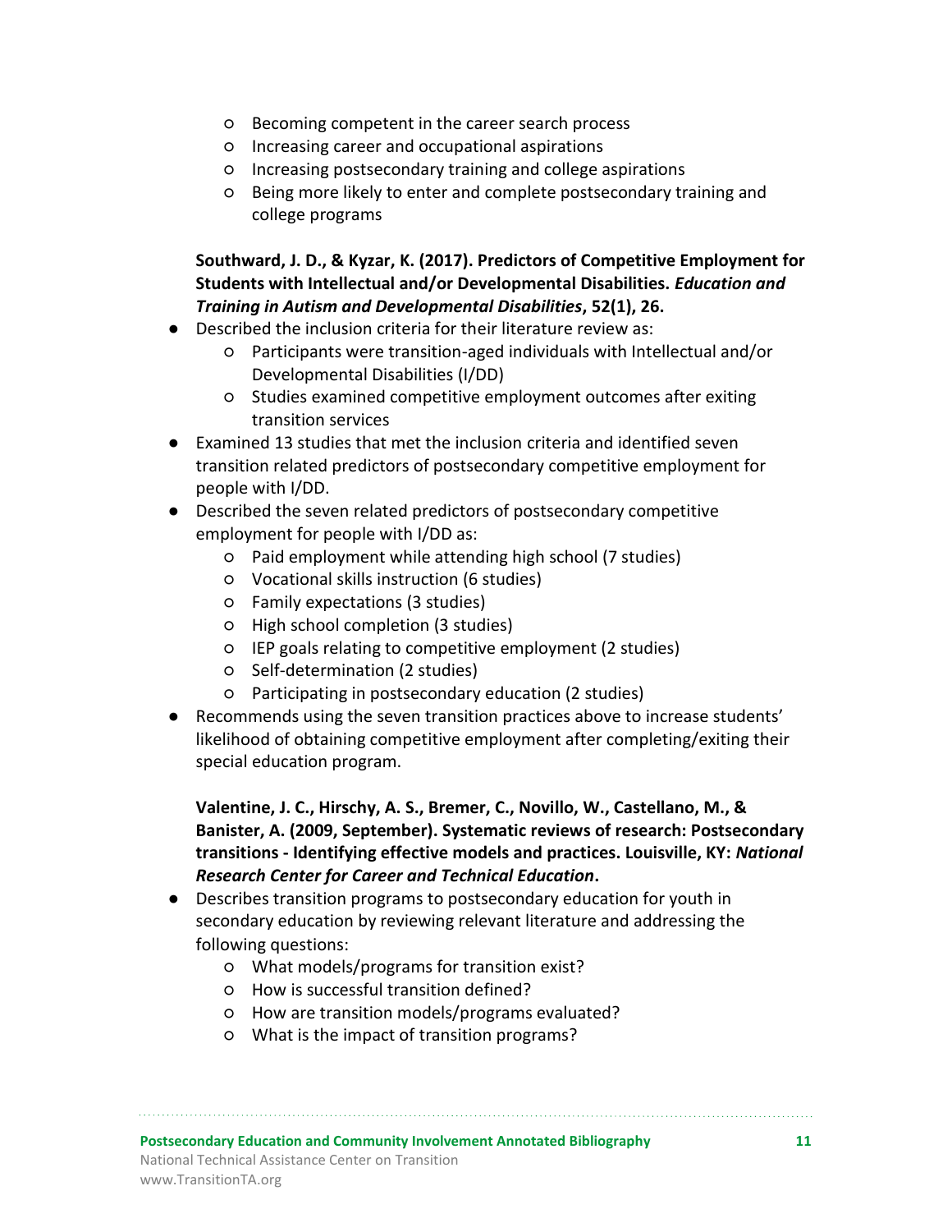- Becoming competent in the career search process
  - Increasing career and occupational aspirations
  - Increasing postsecondary training and college aspirations
  - Being more likely to enter and complete postsecondary training and college programs

**Southward, J. D., & Kyzar, K. (2017). Predictors of Competitive Employment for Students with Intellectual and/or Developmental Disabilities. *Education and Training in Autism and Developmental Disabilities*, 52(1), 26.**

- Described the inclusion criteria for their literature review as:
  - Participants were transition-aged individuals with Intellectual and/or Developmental Disabilities (I/DD)
  - Studies examined competitive employment outcomes after exiting transition services
- Examined 13 studies that met the inclusion criteria and identified seven transition related predictors of postsecondary competitive employment for people with I/DD.
- Described the seven related predictors of postsecondary competitive employment for people with I/DD as:
  - Paid employment while attending high school (7 studies)
  - Vocational skills instruction (6 studies)
  - Family expectations (3 studies)
  - High school completion (3 studies)
  - IEP goals relating to competitive employment (2 studies)
  - Self-determination (2 studies)
  - Participating in postsecondary education (2 studies)
- Recommends using the seven transition practices above to increase students' likelihood of obtaining competitive employment after completing/exiting their special education program.

**Valentine, J. C., Hirschy, A. S., Bremer, C., Novillo, W., Castellano, M., & Banister, A. (2009, September). Systematic reviews of research: Postsecondary transitions - Identifying effective models and practices. Louisville, KY: *National Research Center for Career and Technical Education*.**

- Describes transition programs to postsecondary education for youth in secondary education by reviewing relevant literature and addressing the following questions:
  - What models/programs for transition exist?
  - How is successful transition defined?
  - How are transition models/programs evaluated?
  - What is the impact of transition programs?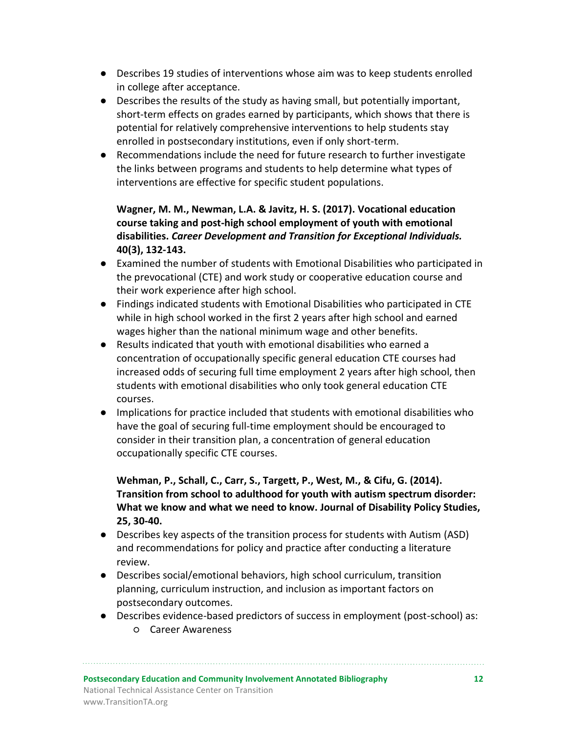- Describes 19 studies of interventions whose aim was to keep students enrolled in college after acceptance.
- Describes the results of the study as having small, but potentially important, short-term effects on grades earned by participants, which shows that there is potential for relatively comprehensive interventions to help students stay enrolled in postsecondary institutions, even if only short-term.
- Recommendations include the need for future research to further investigate the links between programs and students to help determine what types of interventions are effective for specific student populations.

**Wagner, M. M., Newman, L.A. & Javitz, H. S. (2017). Vocational education course taking and post-high school employment of youth with emotional disabilities. *Career Development and Transition for Exceptional Individuals.* 40(3), 132-143.**

- Examined the number of students with Emotional Disabilities who participated in the prevocational (CTE) and work study or cooperative education course and their work experience after high school.
- Findings indicated students with Emotional Disabilities who participated in CTE while in high school worked in the first 2 years after high school and earned wages higher than the national minimum wage and other benefits.
- Results indicated that youth with emotional disabilities who earned a concentration of occupationally specific general education CTE courses had increased odds of securing full time employment 2 years after high school, then students with emotional disabilities who only took general education CTE courses.
- Implications for practice included that students with emotional disabilities who have the goal of securing full-time employment should be encouraged to consider in their transition plan, a concentration of general education occupationally specific CTE courses.

**Wehman, P., Schall, C., Carr, S., Targett, P., West, M., & Cifu, G. (2014). Transition from school to adulthood for youth with autism spectrum disorder: What we know and what we need to know. Journal of Disability Policy Studies, 25, 30-40.**

- Describes key aspects of the transition process for students with Autism (ASD) and recommendations for policy and practice after conducting a literature review.
- Describes social/emotional behaviors, high school curriculum, transition planning, curriculum instruction, and inclusion as important factors on postsecondary outcomes.
- Describes evidence-based predictors of success in employment (post-school) as:
    - Career Awareness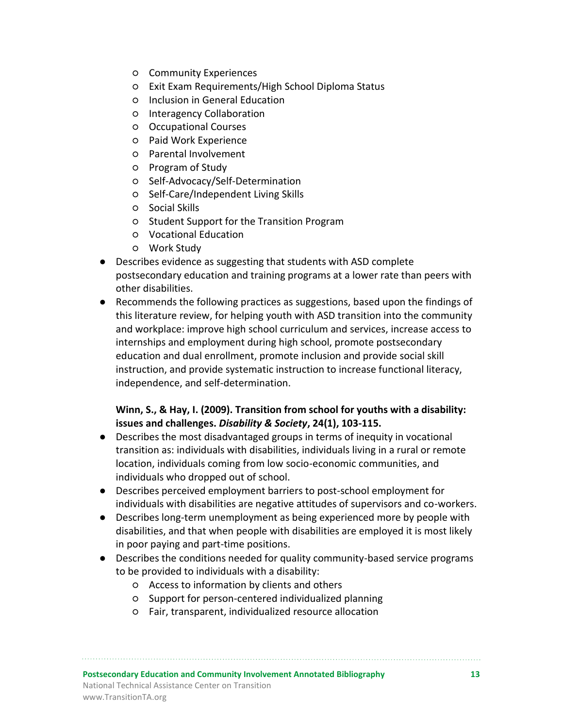- Community Experiences
    - Exit Exam Requirements/High School Diploma Status
    - Inclusion in General Education
    - Interagency Collaboration
    - Occupational Courses
    - Paid Work Experience
    - Parental Involvement
    - Program of Study
    - Self-Advocacy/Self-Determination
    - Self-Care/Independent Living Skills
    - Social Skills
    - Student Support for the Transition Program
    - Vocational Education
    - Work Study
- Describes evidence as suggesting that students with ASD complete postsecondary education and training programs at a lower rate than peers with other disabilities.
- Recommends the following practices as suggestions, based upon the findings of this literature review, for helping youth with ASD transition into the community and workplace: improve high school curriculum and services, increase access to internships and employment during high school, promote postsecondary education and dual enrollment, promote inclusion and provide social skill instruction, and provide systematic instruction to increase functional literacy, independence, and self-determination.

**Winn, S., & Hay, I. (2009). Transition from school for youths with a disability: issues and challenges. *Disability & Society*, 24(1), 103-115.**

- Describes the most disadvantaged groups in terms of inequity in vocational transition as: individuals with disabilities, individuals living in a rural or remote location, individuals coming from low socio-economic communities, and individuals who dropped out of school.
- Describes perceived employment barriers to post-school employment for individuals with disabilities are negative attitudes of supervisors and co-workers.
- Describes long-term unemployment as being experienced more by people with disabilities, and that when people with disabilities are employed it is most likely in poor paying and part-time positions.
- Describes the conditions needed for quality community-based service programs to be provided to individuals with a disability:
    - Access to information by clients and others
    - Support for person-centered individualized planning
    - Fair, transparent, individualized resource allocation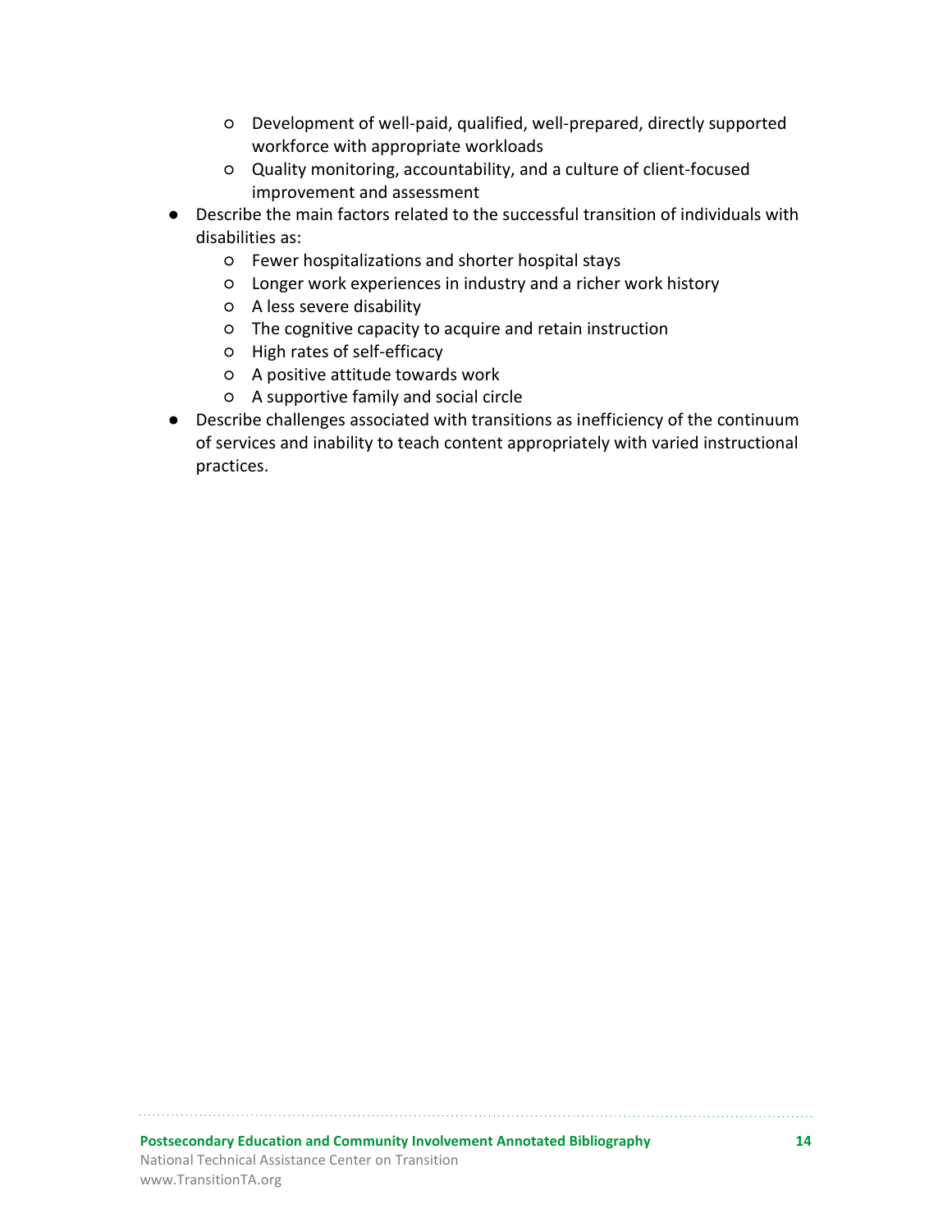- Development of well-paid, qualified, well-prepared, directly supported workforce with appropriate workloads
    - Quality monitoring, accountability, and a culture of client-focused improvement and assessment
- Describe the main factors related to the successful transition of individuals with disabilities as:
    - Fewer hospitalizations and shorter hospital stays
    - Longer work experiences in industry and a richer work history
    - A less severe disability
    - The cognitive capacity to acquire and retain instruction
    - High rates of self-efficacy
    - A positive attitude towards work
    - A supportive family and social circle
- Describe challenges associated with transitions as inefficiency of the continuum of services and inability to teach content appropriately with varied instructional practices.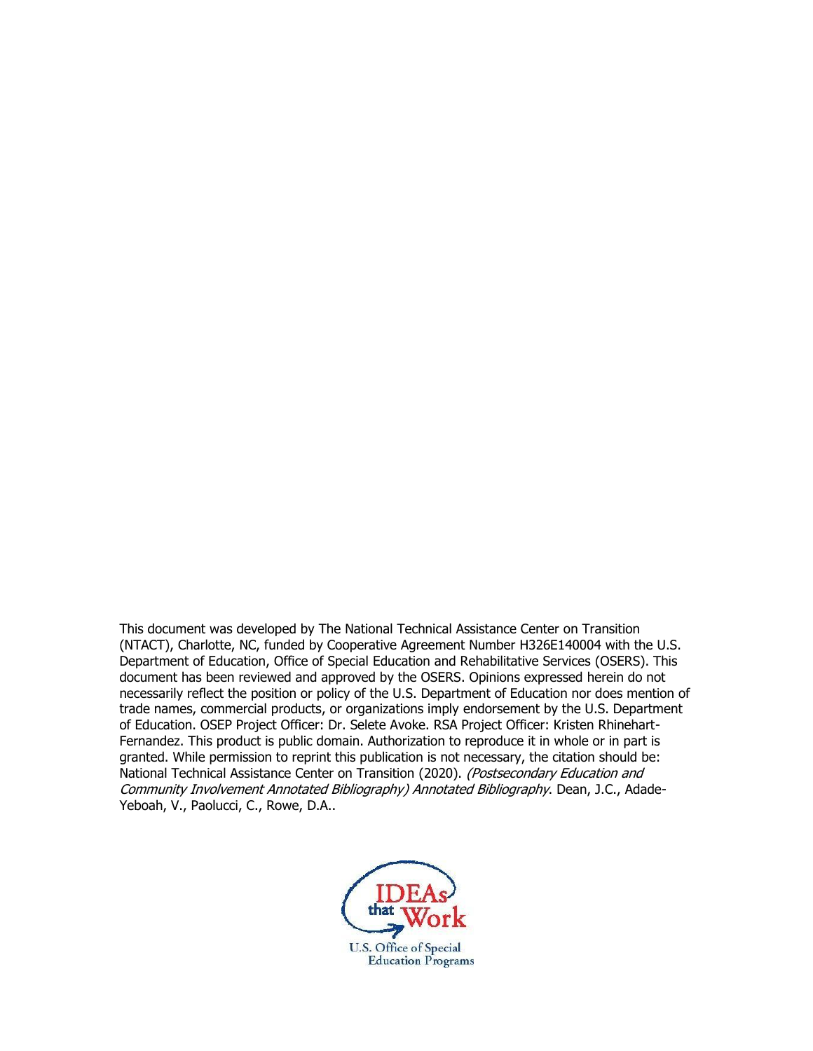This document was developed by The National Technical Assistance Center on Transition (NTACT), Charlotte, NC, funded by Cooperative Agreement Number H326E140004 with the U.S. Department of Education, Office of Special Education and Rehabilitative Services (OSERS). This document has been reviewed and approved by the OSERS. Opinions expressed herein do not necessarily reflect the position or policy of the U.S. Department of Education nor does mention of trade names, commercial products, or organizations imply endorsement by the U.S. Department of Education. OSEP Project Officer: Dr. Selete Avoke. RSA Project Officer: Kristen Rhinehart-Fernandez. This product is public domain. Authorization to reproduce it in whole or in part is granted. While permission to reprint this publication is not necessary, the citation should be: National Technical Assistance Center on Transition (2020). *(Postsecondary Education and Community Involvement Annotated Bibliography) Annotated Bibliography*. Dean, J.C., Adade-Yeboah, V., Paolucci, C., Rowe, D.A..

IDEAs that Work

U.S. Office of Special Education Programs